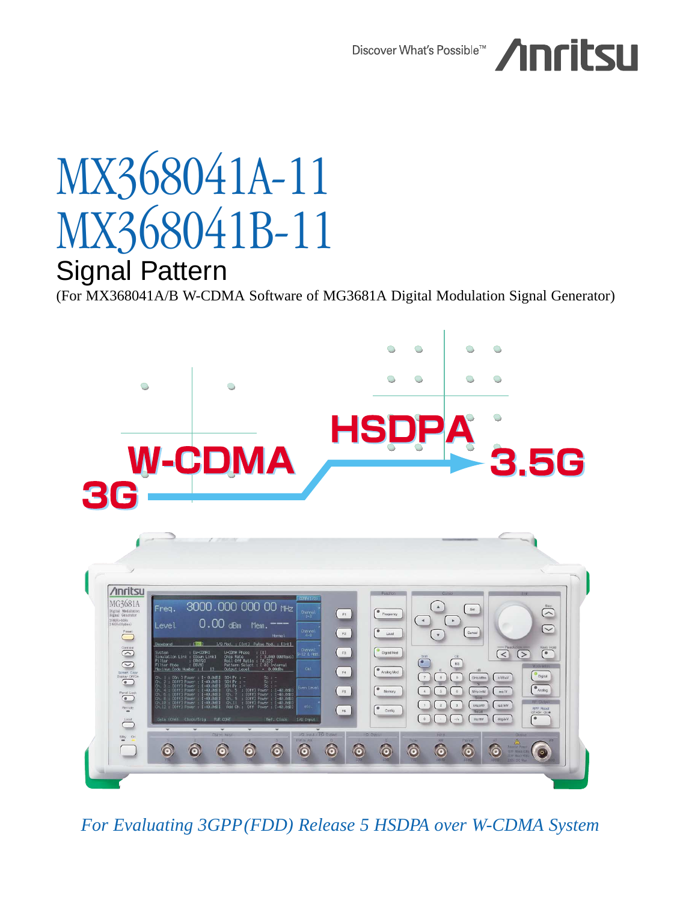Discover What's Possible™ Anritsu

# MX368041A-11
# MX368041B-11

## Signal Pattern

(For MX368041A/B W-CDMA Software of MG3681A Digital Modulation Signal Generator)

3G W-CDMA → HSDPA 3.5G

*For Evaluating 3GPP(FDD) Release 5 HSDPA over W-CDMA System*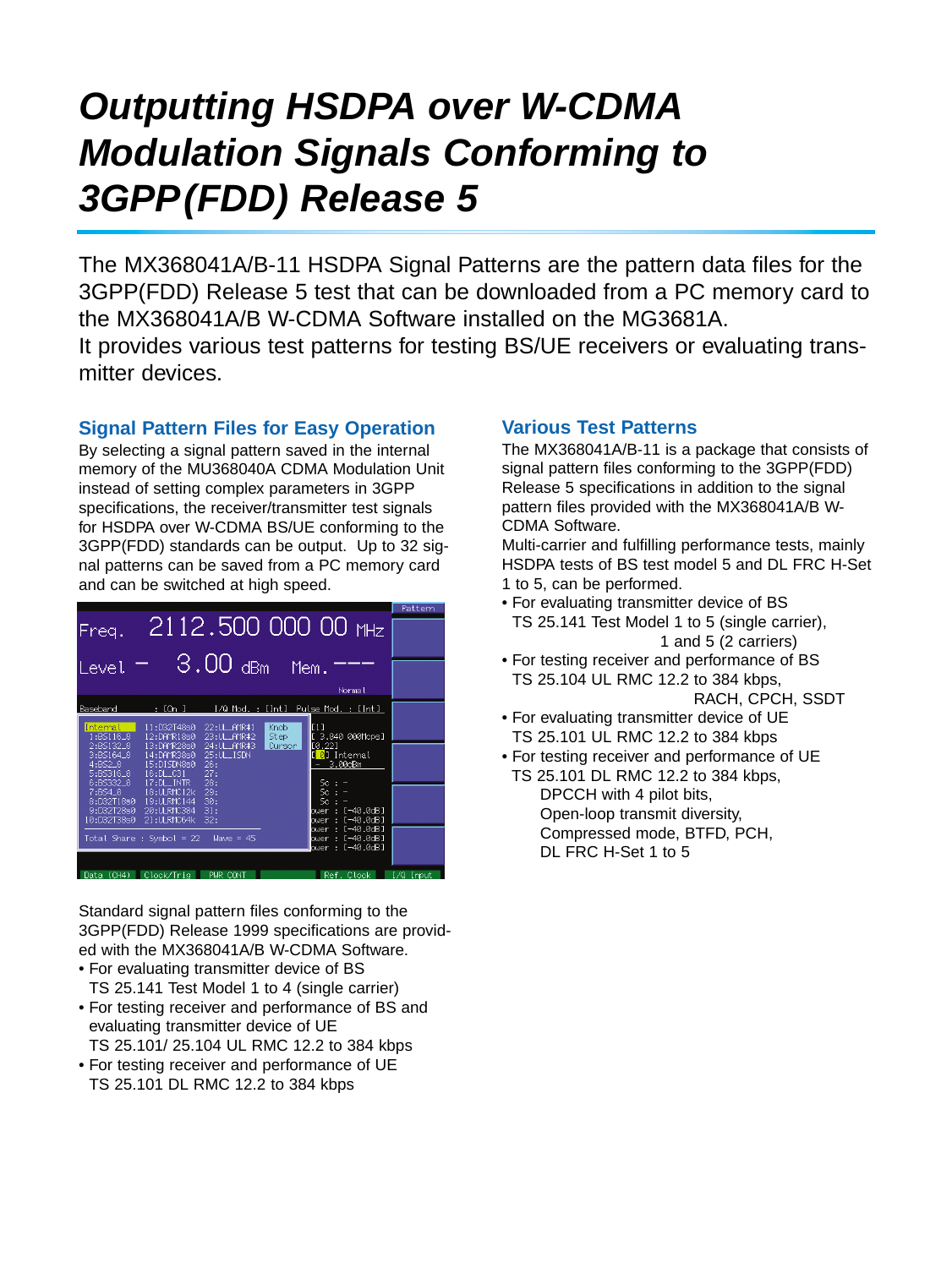# Outputting HSDPA over W-CDMA Modulation Signals Conforming to 3GPP(FDD) Release 5

The MX368041A/B-11 HSDPA Signal Patterns are the pattern data files for the 3GPP(FDD) Release 5 test that can be downloaded from a PC memory card to the MX368041A/B W-CDMA Software installed on the MG3681A.
It provides various test patterns for testing BS/UE receivers or evaluating transmitter devices.

## Signal Pattern Files for Easy Operation

By selecting a signal pattern saved in the internal memory of the MU368040A CDMA Modulation Unit instead of setting complex parameters in 3GPP specifications, the receiver/transmitter test signals for HSDPA over W-CDMA BS/UE conforming to the 3GPP(FDD) standards can be output. Up to 32 signal patterns can be saved from a PC memory card and can be switched at high speed.

Standard signal pattern files conforming to the 3GPP(FDD) Release 1999 specifications are provided with the MX368041A/B W-CDMA Software.

- For evaluating transmitter device of BS
  TS 25.141 Test Model 1 to 4 (single carrier)
- For testing receiver and performance of BS and evaluating transmitter device of UE
  TS 25.101/ 25.104 UL RMC 12.2 to 384 kbps
- For testing receiver and performance of UE
  TS 25.101 DL RMC 12.2 to 384 kbps

## Various Test Patterns

The MX368041A/B-11 is a package that consists of signal pattern files conforming to the 3GPP(FDD) Release 5 specifications in addition to the signal pattern files provided with the MX368041A/B W-CDMA Software.
Multi-carrier and fulfilling performance tests, mainly HSDPA tests of BS test model 5 and DL FRC H-Set 1 to 5, can be performed.

- For evaluating transmitter device of BS
  TS 25.141 Test Model 1 to 5 (single carrier),
  1 and 5 (2 carriers)
- For testing receiver and performance of BS
  TS 25.104 UL RMC 12.2 to 384 kbps,
  RACH, CPCH, SSDT
- For evaluating transmitter device of UE
  TS 25.101 UL RMC 12.2 to 384 kbps
- For testing receiver and performance of UE
  TS 25.101 DL RMC 12.2 to 384 kbps,
  DPCCH with 4 pilot bits,
  Open-loop transmit diversity,
  Compressed mode, BTFD, PCH,
  DL FRC H-Set 1 to 5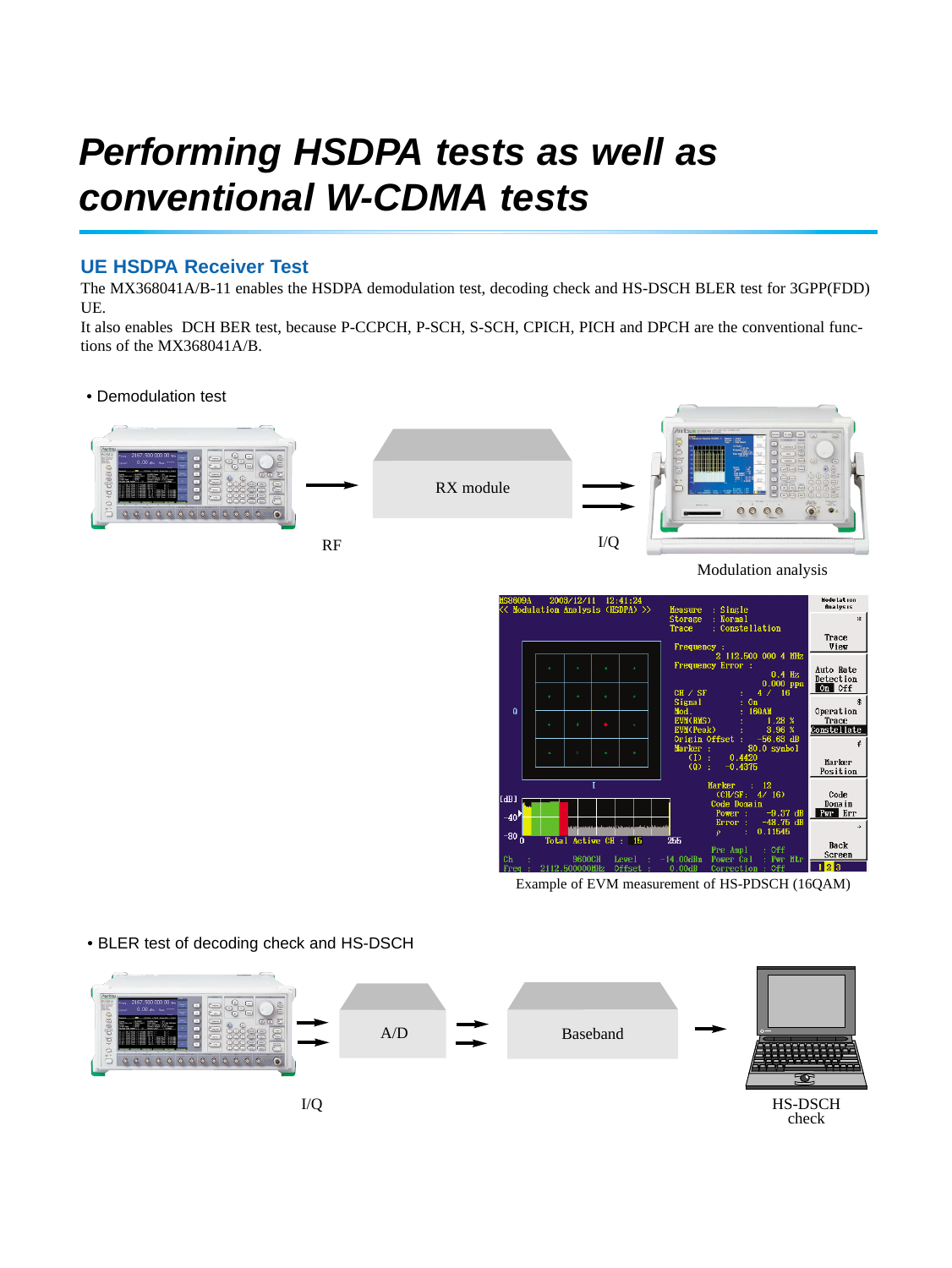# *Performing HSDPA tests as well as conventional W-CDMA tests*

## UE HSDPA Receiver Test

The MX368041A/B-11 enables the HSDPA demodulation test, decoding check and HS-DSCH BLER test for 3GPP(FDD) UE.

It also enables DCH BER test, because P-CCPCH, P-SCH, S-SCH, CPICH, PICH and DPCH are the conventional functions of the MX368041A/B.

• Demodulation test

RX module

RF

I/Q

Modulation analysis

Example of EVM measurement of HS-PDSCH (16QAM)

• BLER test of decoding check and HS-DSCH

A/D

Baseband

I/Q

HS-DSCH check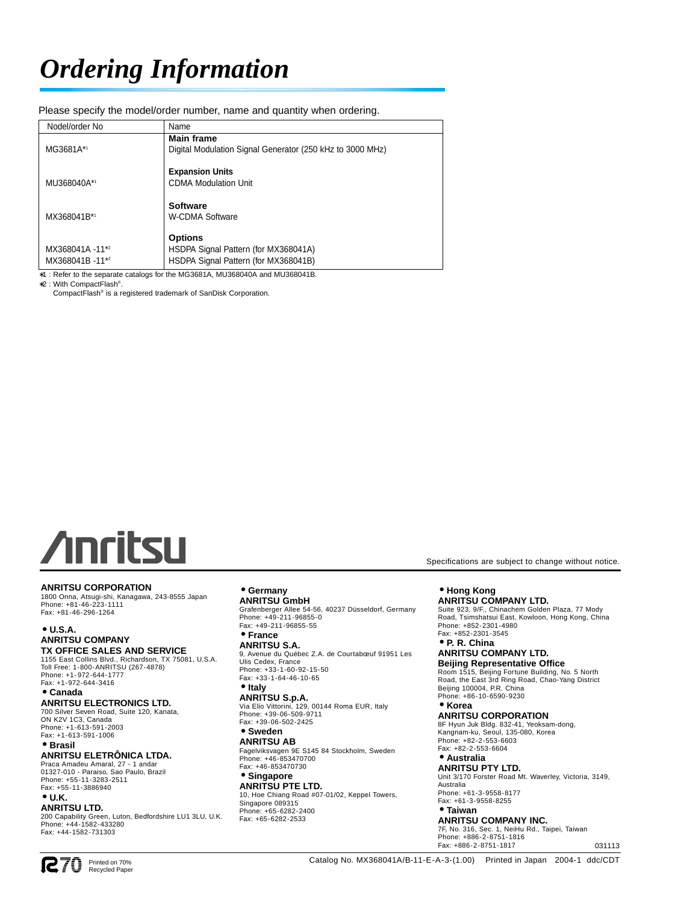# Ordering Information

Please specify the model/order number, name and quantity when ordering.

| Nodel/order No | Name |
|---|---|
| | **Main frame** |
| MG3681A*1 | Digital Modulation Signal Generator (250 kHz to 3000 MHz) |
| | **Expansion Units** |
| MU368040A*1 | CDMA Modulation Unit |
| | **Software** |
| MX368041B*1 | W-CDMA Software |
| | **Options** |
| MX368041A -11*2 | HSDPA Signal Pattern (for MX368041A) |
| MX368041B -11*2 | HSDPA Signal Pattern (for MX368041B) |

*1 : Refer to the separate catalogs for the MG3681A, MU368040A and MU368041B.
*2 : With CompactFlash®.
CompactFlash® is a registered trademark of SanDisk Corporation.

Anritsu

Specifications are subject to change without notice.

**ANRITSU CORPORATION**
1800 Onna, Atsugi-shi, Kanagawa, 243-8555 Japan
Phone: +81-46-223-1111
Fax: +81-46-296-1264

**• U.S.A.**
**ANRITSU COMPANY**
**TX OFFICE SALES AND SERVICE**
1155 East Collins Blvd., Richardson, TX 75081, U.S.A.
Toll Free: 1-800-ANRITSU (267-4878)
Phone: +1-972-644-1777
Fax: +1-972-644-3416

**• Canada**
**ANRITSU ELECTRONICS LTD.**
700 Silver Seven Road, Suite 120, Kanata,
ON K2V 1C3, Canada
Phone: +1-613-591-2003
Fax: +1-613-591-1006

**• Brasil**
**ANRITSU ELETRÔNICA LTDA.**
Praca Amadeu Amaral, 27 - 1 andar
01327-010 - Paraiso, Sao Paulo, Brazil
Phone: +55-11-3283-2511
Fax: +55-11-3886940

**• U.K.**
**ANRITSU LTD.**
200 Capability Green, Luton, Bedfordshire LU1 3LU, U.K.
Phone: +44-1582-433280
Fax: +44-1582-731303

**• Germany**
**ANRITSU GmbH**
Grafenberger Allee 54-56, 40237 Düsseldorf, Germany
Phone: +49-211-96855-0
Fax: +49-211-96855-55

**• France**
**ANRITSU S.A.**
9, Avenue du Québec Z.A. de Courtabœuf 91951 Les Ulis Cedex, France
Phone: +33-1-60-92-15-50
Fax: +33-1-64-46-10-65

**• Italy**
**ANRITSU S.p.A.**
Via Elio Vittorini, 129, 00144 Roma EUR, Italy
Phone: +39-06-509-9711
Fax: +39-06-502-2425

**• Sweden**
**ANRITSU AB**
Fagelviksvagen 9E S145 84 Stockholm, Sweden
Phone: +46-853470700
Fax: +46-853470730

**• Singapore**
**ANRITSU PTE LTD.**
10, Hoe Chiang Road #07-01/02, Keppel Towers, Singapore 089315
Phone: +65-6282-2400
Fax: +65-6282-2533

**• Hong Kong**
**ANRITSU COMPANY LTD.**
Suite 923, 9/F., Chinachem Golden Plaza, 77 Mody Road, Tsimshatsui East, Kowloon, Hong Kong, China
Phone: +852-2301-4980
Fax: +852-2301-3545

**• P. R. China**
**ANRITSU COMPANY LTD.**
**Beijing Representative Office**
Room 1515, Beijing Fortune Building, No. 5 North Road, the East 3rd Ring Road, Chao-Yang District Beijing 100004, P.R. China
Phone: +86-10-6590-9230

**• Korea**
**ANRITSU CORPORATION**
8F Hyun Juk Bldg. 832-41, Yeoksam-dong, Kangnam-ku, Seoul, 135-080, Korea
Phone: +82-2-553-6603
Fax: +82-2-553-6604

**• Australia**
**ANRITSU PTY LTD.**
Unit 3/170 Forster Road Mt. Waverley, Victoria, 3149, Australia
Phone: +61-3-9558-8177
Fax: +61-3-9558-8255

**• Taiwan**
**ANRITSU COMPANY INC.**
7F, No. 316, Sec. 1, NeiHu Rd., Taipei, Taiwan
Phone: +886-2-8751-1816
Fax: +886-2-8751-1817

031113

R70 Printed on 70% Recycled Paper

Catalog No. MX368041A/B-11-E-A-3-(1.00) Printed in Japan 2004-1 ddc/CDT